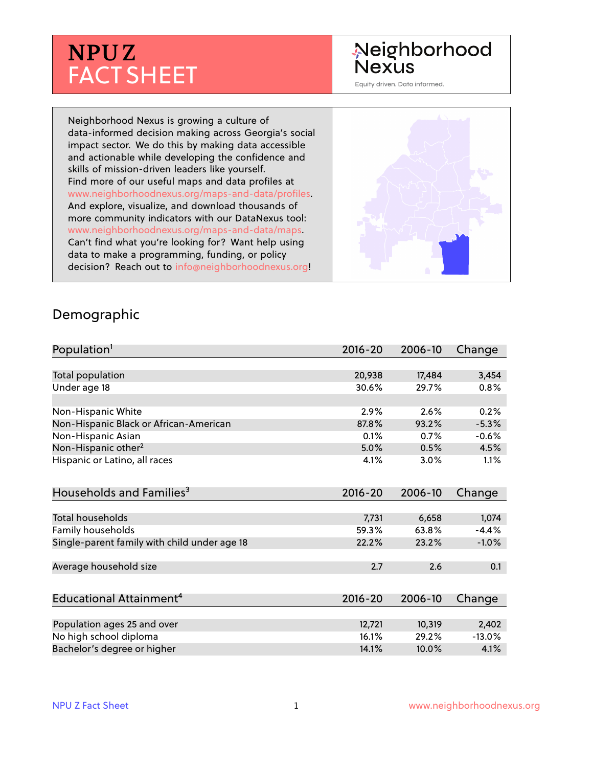# NPU Z FACT SHEET

Neighborhood Nexus

Equity driven. Data informed.

Neighborhood Nexus is growing a culture of data-informed decision making across Georgia's social impact sector. We do this by making data accessible and actionable while developing the confidence and skills of mission-driven leaders like yourself. Find more of our useful maps and data profiles at www.neighborhoodnexus.org/maps-and-data/profiles. And explore, visualize, and download thousands of more community indicators with our DataNexus tool: www.neighborhoodnexus.org/maps-and-data/maps. Can't find what you're looking for? Want help using data to make a programming, funding, or policy decision? Reach out to info@neighborhoodnexus.org!

## Demographic

| Population[1] | 2016-20 | 2006-10 | Change |
|---|---|---|---|
| Total population | 20,938 | 17,484 | 3,454 |
| Under age 18 | 30.6% | 29.7% | 0.8% |
| | | | |
| Non-Hispanic White | 2.9% | 2.6% | 0.2% |
| Non-Hispanic Black or African-American | 87.8% | 93.2% | -5.3% |
| Non-Hispanic Asian | 0.1% | 0.7% | -0.6% |
| Non-Hispanic other[2] | 5.0% | 0.5% | 4.5% |
| Hispanic or Latino, all races | 4.1% | 3.0% | 1.1% |

| Households and Families[3] | 2016-20 | 2006-10 | Change |
|---|---|---|---|
| Total households | 7,731 | 6,658 | 1,074 |
| Family households | 59.3% | 63.8% | -4.4% |
| Single-parent family with child under age 18 | 22.2% | 23.2% | -1.0% |
| | | | |
| Average household size | 2.7 | 2.6 | 0.1 |

| Educational Attainment[4] | 2016-20 | 2006-10 | Change |
|---|---|---|---|
| Population ages 25 and over | 12,721 | 10,319 | 2,402 |
| No high school diploma | 16.1% | 29.2% | -13.0% |
| Bachelor's degree or higher | 14.1% | 10.0% | 4.1% |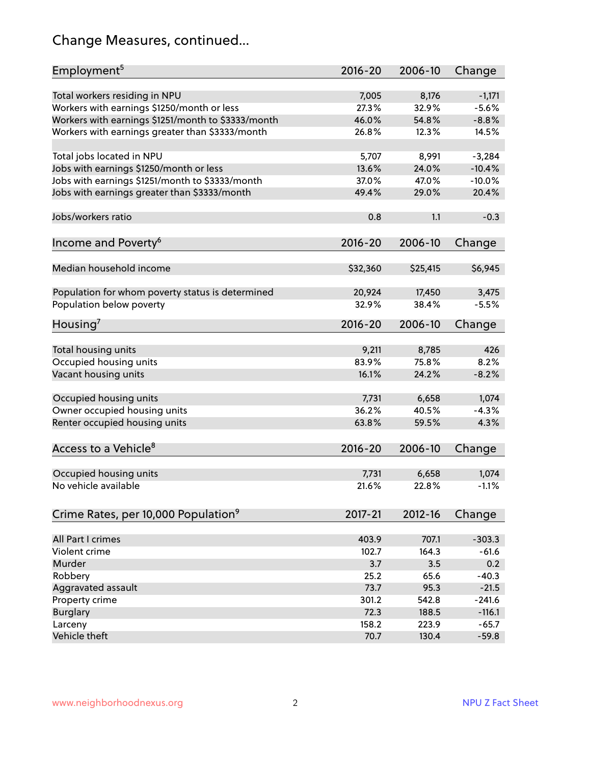# Change Measures, continued...

| Employment[5] | 2016-20 | 2006-10 | Change |
|---|---|---|---|
| Total workers residing in NPU | 7,005 | 8,176 | -1,171 |
| Workers with earnings $1250/month or less | 27.3% | 32.9% | -5.6% |
| Workers with earnings $1251/month to $3333/month | 46.0% | 54.8% | -8.8% |
| Workers with earnings greater than $3333/month | 26.8% | 12.3% | 14.5% |
| | | | |
| Total jobs located in NPU | 5,707 | 8,991 | -3,284 |
| Jobs with earnings $1250/month or less | 13.6% | 24.0% | -10.4% |
| Jobs with earnings $1251/month to $3333/month | 37.0% | 47.0% | -10.0% |
| Jobs with earnings greater than $3333/month | 49.4% | 29.0% | 20.4% |
| | | | |
| Jobs/workers ratio | 0.8 | 1.1 | -0.3 |

| Income and Poverty[6] | 2016-20 | 2006-10 | Change |
|---|---|---|---|
| Median household income | $32,360 | $25,415 | $6,945 |
| | | | |
| Population for whom poverty status is determined | 20,924 | 17,450 | 3,475 |
| Population below poverty | 32.9% | 38.4% | -5.5% |

| Housing[7] | 2016-20 | 2006-10 | Change |
|---|---|---|---|
| Total housing units | 9,211 | 8,785 | 426 |
| Occupied housing units | 83.9% | 75.8% | 8.2% |
| Vacant housing units | 16.1% | 24.2% | -8.2% |
| | | | |
| Occupied housing units | 7,731 | 6,658 | 1,074 |
| Owner occupied housing units | 36.2% | 40.5% | -4.3% |
| Renter occupied housing units | 63.8% | 59.5% | 4.3% |

| Access to a Vehicle[8] | 2016-20 | 2006-10 | Change |
|---|---|---|---|
| Occupied housing units | 7,731 | 6,658 | 1,074 |
| No vehicle available | 21.6% | 22.8% | -1.1% |

| Crime Rates, per 10,000 Population[9] | 2017-21 | 2012-16 | Change |
|---|---|---|---|
| All Part I crimes | 403.9 | 707.1 | -303.3 |
| Violent crime | 102.7 | 164.3 | -61.6 |
| Murder | 3.7 | 3.5 | 0.2 |
| Robbery | 25.2 | 65.6 | -40.3 |
| Aggravated assault | 73.7 | 95.3 | -21.5 |
| Property crime | 301.2 | 542.8 | -241.6 |
| Burglary | 72.3 | 188.5 | -116.1 |
| Larceny | 158.2 | 223.9 | -65.7 |
| Vehicle theft | 70.7 | 130.4 | -59.8 |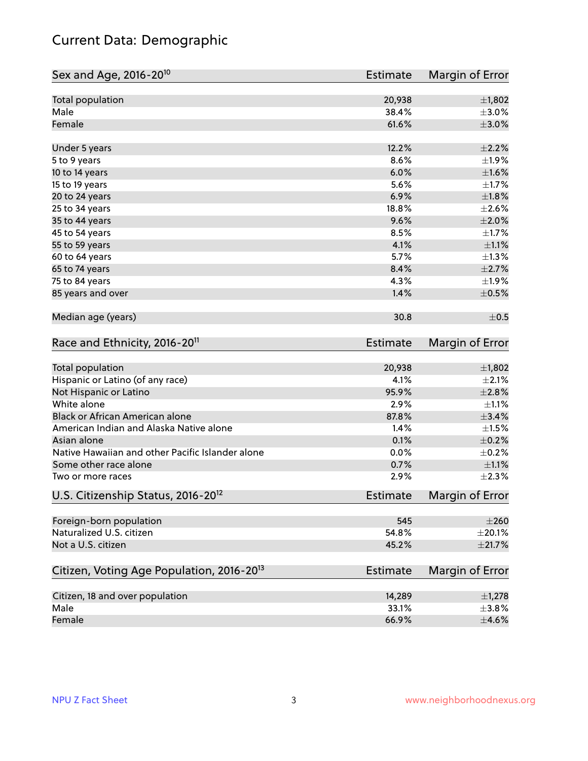# Current Data: Demographic

| Sex and Age, 2016-20[10] | Estimate | Margin of Error |
|---|---|---|
| Total population | 20,938 | ±1,802 |
| Male | 38.4% | ±3.0% |
| Female | 61.6% | ±3.0% |
| | | |
| Under 5 years | 12.2% | ±2.2% |
| 5 to 9 years | 8.6% | ±1.9% |
| 10 to 14 years | 6.0% | ±1.6% |
| 15 to 19 years | 5.6% | ±1.7% |
| 20 to 24 years | 6.9% | ±1.8% |
| 25 to 34 years | 18.8% | ±2.6% |
| 35 to 44 years | 9.6% | ±2.0% |
| 45 to 54 years | 8.5% | ±1.7% |
| 55 to 59 years | 4.1% | ±1.1% |
| 60 to 64 years | 5.7% | ±1.3% |
| 65 to 74 years | 8.4% | ±2.7% |
| 75 to 84 years | 4.3% | ±1.9% |
| 85 years and over | 1.4% | ±0.5% |
| | | |
| Median age (years) | 30.8 | ±0.5 |

| Race and Ethnicity, 2016-20[11] | Estimate | Margin of Error |
|---|---|---|
| Total population | 20,938 | ±1,802 |
| Hispanic or Latino (of any race) | 4.1% | ±2.1% |
| Not Hispanic or Latino | 95.9% | ±2.8% |
| White alone | 2.9% | ±1.1% |
| Black or African American alone | 87.8% | ±3.4% |
| American Indian and Alaska Native alone | 1.4% | ±1.5% |
| Asian alone | 0.1% | ±0.2% |
| Native Hawaiian and other Pacific Islander alone | 0.0% | ±0.2% |
| Some other race alone | 0.7% | ±1.1% |
| Two or more races | 2.9% | ±2.3% |

| U.S. Citizenship Status, 2016-20[12] | Estimate | Margin of Error |
|---|---|---|
| Foreign-born population | 545 | ±260 |
| Naturalized U.S. citizen | 54.8% | ±20.1% |
| Not a U.S. citizen | 45.2% | ±21.7% |

| Citizen, Voting Age Population, 2016-20[13] | Estimate | Margin of Error |
|---|---|---|
| Citizen, 18 and over population | 14,289 | ±1,278 |
| Male | 33.1% | ±3.8% |
| Female | 66.9% | ±4.6% |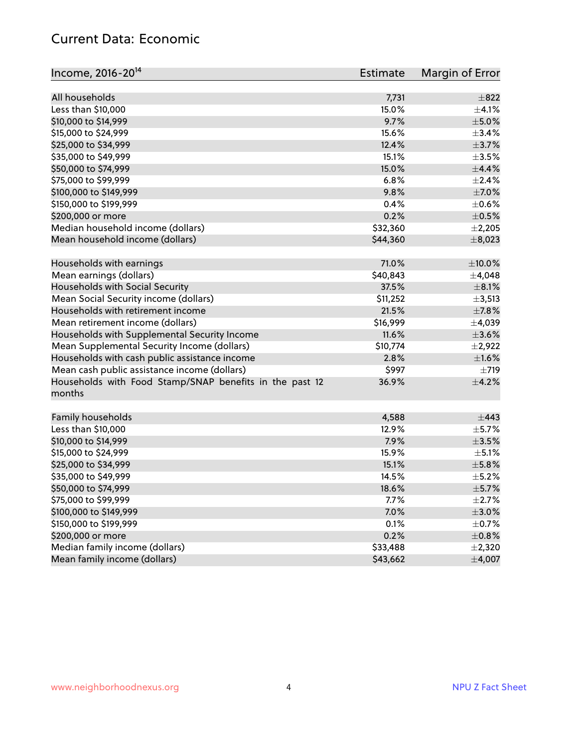## Current Data: Economic

| Income, 2016-20[14] | Estimate | Margin of Error |
|---|---|---|
| All households | 7,731 | ±822 |
| Less than $10,000 | 15.0% | ±4.1% |
| $10,000 to $14,999 | 9.7% | ±5.0% |
| $15,000 to $24,999 | 15.6% | ±3.4% |
| $25,000 to $34,999 | 12.4% | ±3.7% |
| $35,000 to $49,999 | 15.1% | ±3.5% |
| $50,000 to $74,999 | 15.0% | ±4.4% |
| $75,000 to $99,999 | 6.8% | ±2.4% |
| $100,000 to $149,999 | 9.8% | ±7.0% |
| $150,000 to $199,999 | 0.4% | ±0.6% |
| $200,000 or more | 0.2% | ±0.5% |
| Median household income (dollars) | $32,360 | ±2,205 |
| Mean household income (dollars) | $44,360 | ±8,023 |
| | | |
| Households with earnings | 71.0% | ±10.0% |
| Mean earnings (dollars) | $40,843 | ±4,048 |
| Households with Social Security | 37.5% | ±8.1% |
| Mean Social Security income (dollars) | $11,252 | ±3,513 |
| Households with retirement income | 21.5% | ±7.8% |
| Mean retirement income (dollars) | $16,999 | ±4,039 |
| Households with Supplemental Security Income | 11.6% | ±3.6% |
| Mean Supplemental Security Income (dollars) | $10,774 | ±2,922 |
| Households with cash public assistance income | 2.8% | ±1.6% |
| Mean cash public assistance income (dollars) | $997 | ±719 |
| Households with Food Stamp/SNAP benefits in the past 12 months | 36.9% | ±4.2% |
| | | |
| Family households | 4,588 | ±443 |
| Less than $10,000 | 12.9% | ±5.7% |
| $10,000 to $14,999 | 7.9% | ±3.5% |
| $15,000 to $24,999 | 15.9% | ±5.1% |
| $25,000 to $34,999 | 15.1% | ±5.8% |
| $35,000 to $49,999 | 14.5% | ±5.2% |
| $50,000 to $74,999 | 18.6% | ±5.7% |
| $75,000 to $99,999 | 7.7% | ±2.7% |
| $100,000 to $149,999 | 7.0% | ±3.0% |
| $150,000 to $199,999 | 0.1% | ±0.7% |
| $200,000 or more | 0.2% | ±0.8% |
| Median family income (dollars) | $33,488 | ±2,320 |
| Mean family income (dollars) | $43,662 | ±4,007 |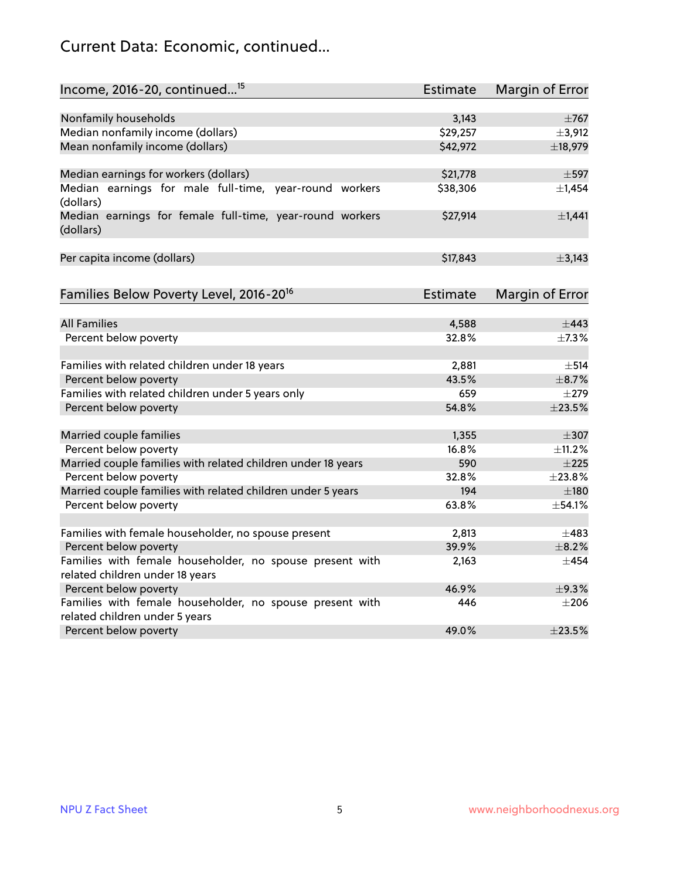## Current Data: Economic, continued...

| Income, 2016-20, continued...[15] | Estimate | Margin of Error |
|---|---|---|
| Nonfamily households | 3,143 | ±767 |
| Median nonfamily income (dollars) | $29,257 | ±3,912 |
| Mean nonfamily income (dollars) | $42,972 | ±18,979 |
| | | |
| Median earnings for workers (dollars) | $21,778 | ±597 |
| Median earnings for male full-time, year-round workers (dollars) | $38,306 | ±1,454 |
| Median earnings for female full-time, year-round workers (dollars) | $27,914 | ±1,441 |
| | | |
| Per capita income (dollars) | $17,843 | ±3,143 |

| Families Below Poverty Level, 2016-20[16] | Estimate | Margin of Error |
|---|---|---|
| All Families | 4,588 | ±443 |
| Percent below poverty | 32.8% | ±7.3% |
| | | |
| Families with related children under 18 years | 2,881 | ±514 |
| Percent below poverty | 43.5% | ±8.7% |
| Families with related children under 5 years only | 659 | ±279 |
| Percent below poverty | 54.8% | ±23.5% |
| | | |
| Married couple families | 1,355 | ±307 |
| Percent below poverty | 16.8% | ±11.2% |
| Married couple families with related children under 18 years | 590 | ±225 |
| Percent below poverty | 32.8% | ±23.8% |
| Married couple families with related children under 5 years | 194 | ±180 |
| Percent below poverty | 63.8% | ±54.1% |
| | | |
| Families with female householder, no spouse present | 2,813 | ±483 |
| Percent below poverty | 39.9% | ±8.2% |
| Families with female householder, no spouse present with related children under 18 years | 2,163 | ±454 |
| Percent below poverty | 46.9% | ±9.3% |
| Families with female householder, no spouse present with related children under 5 years | 446 | ±206 |
| Percent below poverty | 49.0% | ±23.5% |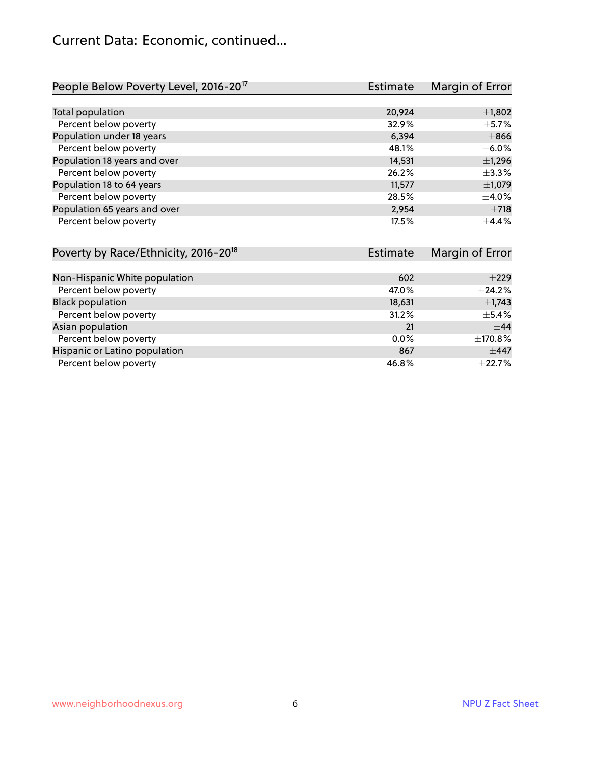## Current Data: Economic, continued...

| People Below Poverty Level, 2016-20[17] | Estimate | Margin of Error |
|---|---|---|
| Total population | 20,924 | ±1,802 |
| Percent below poverty | 32.9% | ±5.7% |
| Population under 18 years | 6,394 | ±866 |
| Percent below poverty | 48.1% | ±6.0% |
| Population 18 years and over | 14,531 | ±1,296 |
| Percent below poverty | 26.2% | ±3.3% |
| Population 18 to 64 years | 11,577 | ±1,079 |
| Percent below poverty | 28.5% | ±4.0% |
| Population 65 years and over | 2,954 | ±718 |
| Percent below poverty | 17.5% | ±4.4% |

| Poverty by Race/Ethnicity, 2016-20[18] | Estimate | Margin of Error |
|---|---|---|
| Non-Hispanic White population | 602 | ±229 |
| Percent below poverty | 47.0% | ±24.2% |
| Black population | 18,631 | ±1,743 |
| Percent below poverty | 31.2% | ±5.4% |
| Asian population | 21 | ±44 |
| Percent below poverty | 0.0% | ±170.8% |
| Hispanic or Latino population | 867 | ±447 |
| Percent below poverty | 46.8% | ±22.7% |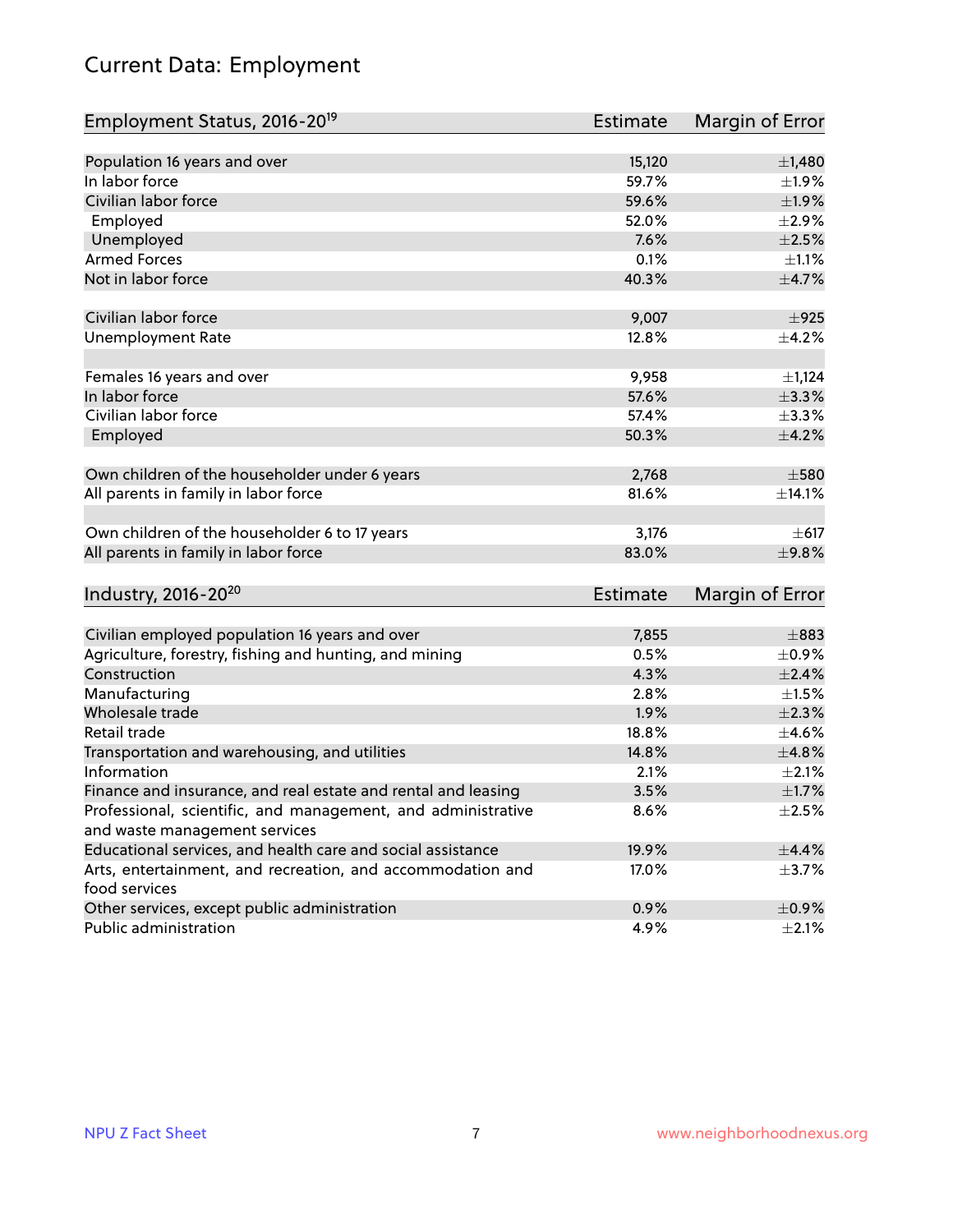# Current Data: Employment

| Employment Status, 2016-20[19] | Estimate | Margin of Error |
|---|---|---|
| Population 16 years and over | 15,120 | ±1,480 |
| In labor force | 59.7% | ±1.9% |
| Civilian labor force | 59.6% | ±1.9% |
| Employed | 52.0% | ±2.9% |
| Unemployed | 7.6% | ±2.5% |
| Armed Forces | 0.1% | ±1.1% |
| Not in labor force | 40.3% | ±4.7% |
| | | |
| Civilian labor force | 9,007 | ±925 |
| Unemployment Rate | 12.8% | ±4.2% |
| | | |
| Females 16 years and over | 9,958 | ±1,124 |
| In labor force | 57.6% | ±3.3% |
| Civilian labor force | 57.4% | ±3.3% |
| Employed | 50.3% | ±4.2% |
| | | |
| Own children of the householder under 6 years | 2,768 | ±580 |
| All parents in family in labor force | 81.6% | ±14.1% |
| | | |
| Own children of the householder 6 to 17 years | 3,176 | ±617 |
| All parents in family in labor force | 83.0% | ±9.8% |

| Industry, 2016-20[20] | Estimate | Margin of Error |
|---|---|---|
| Civilian employed population 16 years and over | 7,855 | ±883 |
| Agriculture, forestry, fishing and hunting, and mining | 0.5% | ±0.9% |
| Construction | 4.3% | ±2.4% |
| Manufacturing | 2.8% | ±1.5% |
| Wholesale trade | 1.9% | ±2.3% |
| Retail trade | 18.8% | ±4.6% |
| Transportation and warehousing, and utilities | 14.8% | ±4.8% |
| Information | 2.1% | ±2.1% |
| Finance and insurance, and real estate and rental and leasing | 3.5% | ±1.7% |
| Professional, scientific, and management, and administrative and waste management services | 8.6% | ±2.5% |
| Educational services, and health care and social assistance | 19.9% | ±4.4% |
| Arts, entertainment, and recreation, and accommodation and food services | 17.0% | ±3.7% |
| Other services, except public administration | 0.9% | ±0.9% |
| Public administration | 4.9% | ±2.1% |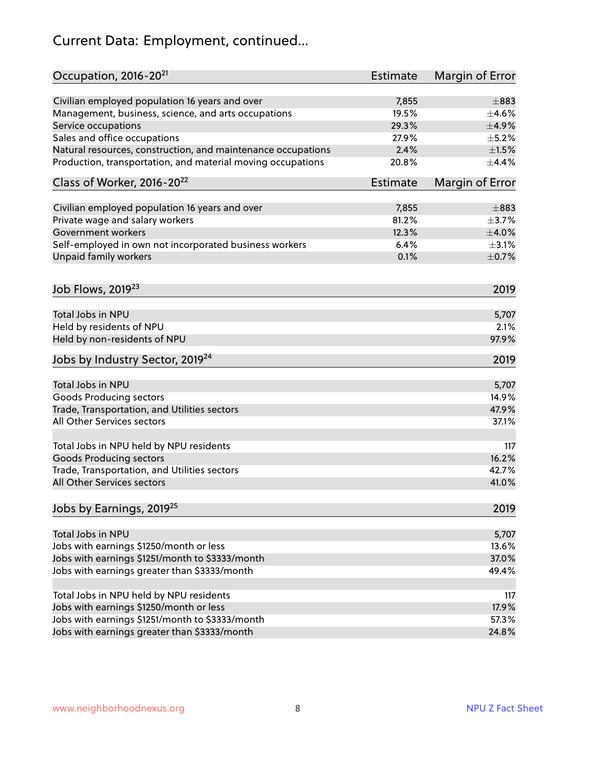# Current Data: Employment, continued...

| Occupation, 2016-20[21] | Estimate | Margin of Error |
|---|---|---|
| Civilian employed population 16 years and over | 7,855 | ±883 |
| Management, business, science, and arts occupations | 19.5% | ±4.6% |
| Service occupations | 29.3% | ±4.9% |
| Sales and office occupations | 27.9% | ±5.2% |
| Natural resources, construction, and maintenance occupations | 2.4% | ±1.5% |
| Production, transportation, and material moving occupations | 20.8% | ±4.4% |

| Class of Worker, 2016-20[22] | Estimate | Margin of Error |
|---|---|---|
| Civilian employed population 16 years and over | 7,855 | ±883 |
| Private wage and salary workers | 81.2% | ±3.7% |
| Government workers | 12.3% | ±4.0% |
| Self-employed in own not incorporated business workers | 6.4% | ±3.1% |
| Unpaid family workers | 0.1% | ±0.7% |

| Job Flows, 2019[23] | 2019 |
|---|---|
| Total Jobs in NPU | 5,707 |
| Held by residents of NPU | 2.1% |
| Held by non-residents of NPU | 97.9% |

| Jobs by Industry Sector, 2019[24] | 2019 |
|---|---|
| Total Jobs in NPU | 5,707 |
| Goods Producing sectors | 14.9% |
| Trade, Transportation, and Utilities sectors | 47.9% |
| All Other Services sectors | 37.1% |
| | |
| Total Jobs in NPU held by NPU residents | 117 |
| Goods Producing sectors | 16.2% |
| Trade, Transportation, and Utilities sectors | 42.7% |
| All Other Services sectors | 41.0% |

| Jobs by Earnings, 2019[25] | 2019 |
|---|---|
| Total Jobs in NPU | 5,707 |
| Jobs with earnings \$1250/month or less | 13.6% |
| Jobs with earnings \$1251/month to \$3333/month | 37.0% |
| Jobs with earnings greater than \$3333/month | 49.4% |
| | |
| Total Jobs in NPU held by NPU residents | 117 |
| Jobs with earnings \$1250/month or less | 17.9% |
| Jobs with earnings \$1251/month to \$3333/month | 57.3% |
| Jobs with earnings greater than \$3333/month | 24.8% |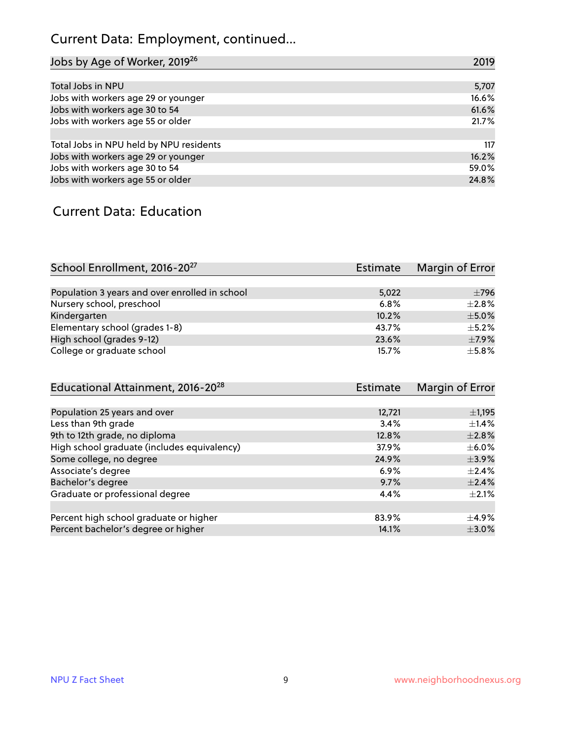# Current Data: Employment, continued...

| Jobs by Age of Worker, 2019[26] | 2019 |
|---|---|
| Total Jobs in NPU | 5,707 |
| Jobs with workers age 29 or younger | 16.6% |
| Jobs with workers age 30 to 54 | 61.6% |
| Jobs with workers age 55 or older | 21.7% |
| | |
| Total Jobs in NPU held by NPU residents | 117 |
| Jobs with workers age 29 or younger | 16.2% |
| Jobs with workers age 30 to 54 | 59.0% |
| Jobs with workers age 55 or older | 24.8% |

## Current Data: Education

| School Enrollment, 2016-20[27] | Estimate | Margin of Error |
|---|---|---|
| Population 3 years and over enrolled in school | 5,022 | ±796 |
| Nursery school, preschool | 6.8% | ±2.8% |
| Kindergarten | 10.2% | ±5.0% |
| Elementary school (grades 1-8) | 43.7% | ±5.2% |
| High school (grades 9-12) | 23.6% | ±7.9% |
| College or graduate school | 15.7% | ±5.8% |

| Educational Attainment, 2016-20[28] | Estimate | Margin of Error |
|---|---|---|
| Population 25 years and over | 12,721 | ±1,195 |
| Less than 9th grade | 3.4% | ±1.4% |
| 9th to 12th grade, no diploma | 12.8% | ±2.8% |
| High school graduate (includes equivalency) | 37.9% | ±6.0% |
| Some college, no degree | 24.9% | ±3.9% |
| Associate's degree | 6.9% | ±2.4% |
| Bachelor's degree | 9.7% | ±2.4% |
| Graduate or professional degree | 4.4% | ±2.1% |
| | | |
| Percent high school graduate or higher | 83.9% | ±4.9% |
| Percent bachelor's degree or higher | 14.1% | ±3.0% |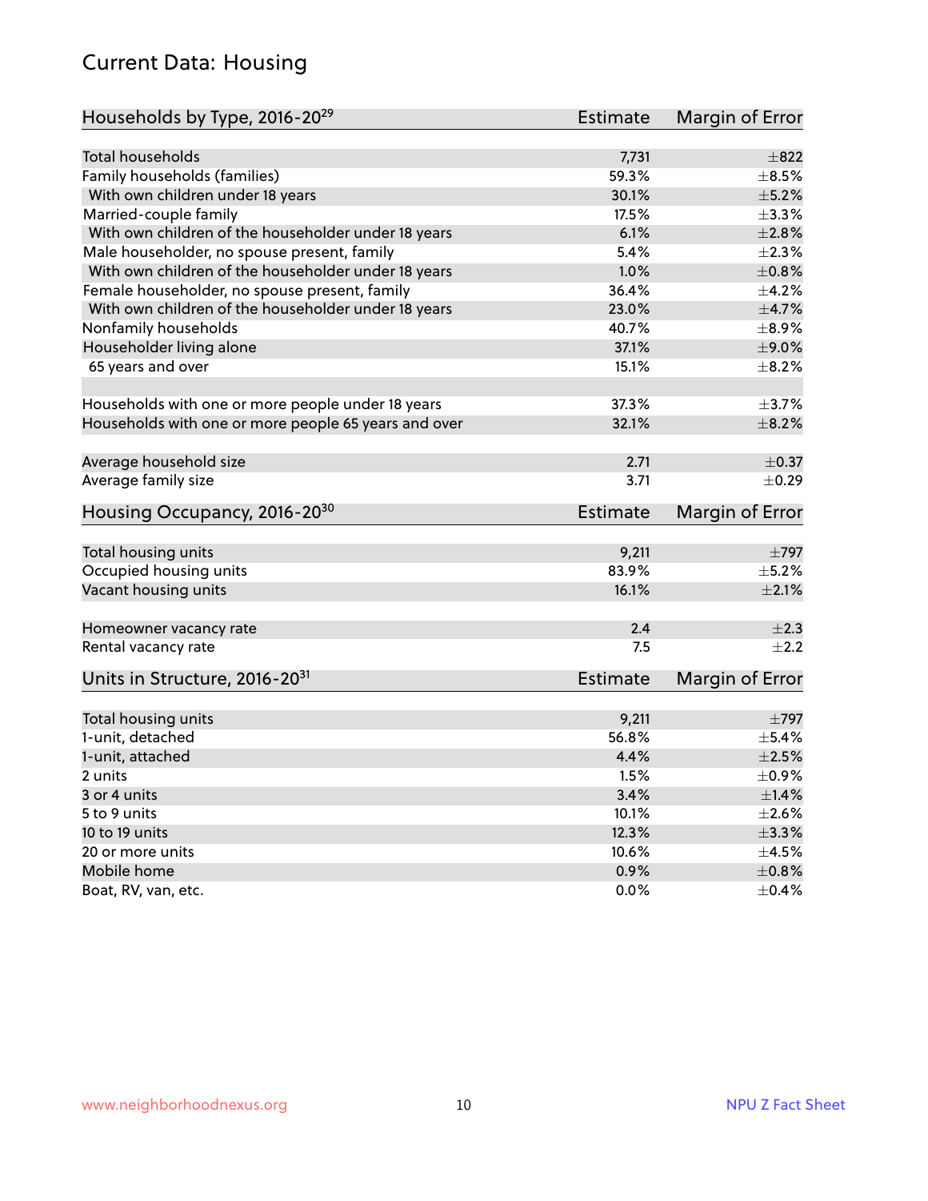# Current Data: Housing

| Households by Type, 2016-20[29] | Estimate | Margin of Error |
|---|---|---|
| Total households | 7,731 | ±822 |
| Family households (families) | 59.3% | ±8.5% |
| With own children under 18 years | 30.1% | ±5.2% |
| Married-couple family | 17.5% | ±3.3% |
| With own children of the householder under 18 years | 6.1% | ±2.8% |
| Male householder, no spouse present, family | 5.4% | ±2.3% |
| With own children of the householder under 18 years | 1.0% | ±0.8% |
| Female householder, no spouse present, family | 36.4% | ±4.2% |
| With own children of the householder under 18 years | 23.0% | ±4.7% |
| Nonfamily households | 40.7% | ±8.9% |
| Householder living alone | 37.1% | ±9.0% |
| 65 years and over | 15.1% | ±8.2% |
| | | |
| Households with one or more people under 18 years | 37.3% | ±3.7% |
| Households with one or more people 65 years and over | 32.1% | ±8.2% |
| | | |
| Average household size | 2.71 | ±0.37 |
| Average family size | 3.71 | ±0.29 |

| Housing Occupancy, 2016-20[30] | Estimate | Margin of Error |
|---|---|---|
| Total housing units | 9,211 | ±797 |
| Occupied housing units | 83.9% | ±5.2% |
| Vacant housing units | 16.1% | ±2.1% |
| | | |
| Homeowner vacancy rate | 2.4 | ±2.3 |
| Rental vacancy rate | 7.5 | ±2.2 |

| Units in Structure, 2016-20[31] | Estimate | Margin of Error |
|---|---|---|
| Total housing units | 9,211 | ±797 |
| 1-unit, detached | 56.8% | ±5.4% |
| 1-unit, attached | 4.4% | ±2.5% |
| 2 units | 1.5% | ±0.9% |
| 3 or 4 units | 3.4% | ±1.4% |
| 5 to 9 units | 10.1% | ±2.6% |
| 10 to 19 units | 12.3% | ±3.3% |
| 20 or more units | 10.6% | ±4.5% |
| Mobile home | 0.9% | ±0.8% |
| Boat, RV, van, etc. | 0.0% | ±0.4% |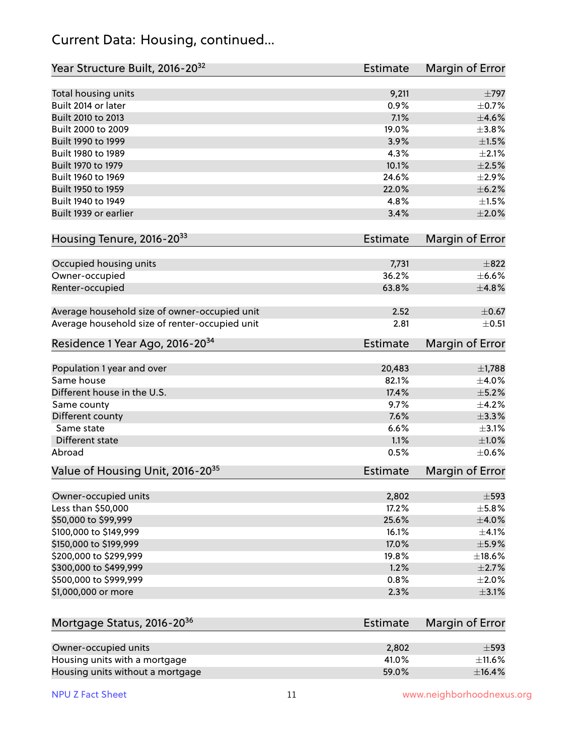# Current Data: Housing, continued...

| Year Structure Built, 2016-20[32] | Estimate | Margin of Error |
|---|---|---|
| Total housing units | 9,211 | ±797 |
| Built 2014 or later | 0.9% | ±0.7% |
| Built 2010 to 2013 | 7.1% | ±4.6% |
| Built 2000 to 2009 | 19.0% | ±3.8% |
| Built 1990 to 1999 | 3.9% | ±1.5% |
| Built 1980 to 1989 | 4.3% | ±2.1% |
| Built 1970 to 1979 | 10.1% | ±2.5% |
| Built 1960 to 1969 | 24.6% | ±2.9% |
| Built 1950 to 1959 | 22.0% | ±6.2% |
| Built 1940 to 1949 | 4.8% | ±1.5% |
| Built 1939 or earlier | 3.4% | ±2.0% |

| Housing Tenure, 2016-20[33] | Estimate | Margin of Error |
|---|---|---|
| Occupied housing units | 7,731 | ±822 |
| Owner-occupied | 36.2% | ±6.6% |
| Renter-occupied | 63.8% | ±4.8% |
| | | |
| Average household size of owner-occupied unit | 2.52 | ±0.67 |
| Average household size of renter-occupied unit | 2.81 | ±0.51 |

| Residence 1 Year Ago, 2016-20[34] | Estimate | Margin of Error |
|---|---|---|
| Population 1 year and over | 20,483 | ±1,788 |
| Same house | 82.1% | ±4.0% |
| Different house in the U.S. | 17.4% | ±5.2% |
| Same county | 9.7% | ±4.2% |
| Different county | 7.6% | ±3.3% |
| Same state | 6.6% | ±3.1% |
| Different state | 1.1% | ±1.0% |
| Abroad | 0.5% | ±0.6% |

| Value of Housing Unit, 2016-20[35] | Estimate | Margin of Error |
|---|---|---|
| Owner-occupied units | 2,802 | ±593 |
| Less than $50,000 | 17.2% | ±5.8% |
| $50,000 to $99,999 | 25.6% | ±4.0% |
| $100,000 to $149,999 | 16.1% | ±4.1% |
| $150,000 to $199,999 | 17.0% | ±5.9% |
| $200,000 to $299,999 | 19.8% | ±18.6% |
| $300,000 to $499,999 | 1.2% | ±2.7% |
| $500,000 to $999,999 | 0.8% | ±2.0% |
| $1,000,000 or more | 2.3% | ±3.1% |

| Mortgage Status, 2016-20[36] | Estimate | Margin of Error |
|---|---|---|
| Owner-occupied units | 2,802 | ±593 |
| Housing units with a mortgage | 41.0% | ±11.6% |
| Housing units without a mortgage | 59.0% | ±16.4% |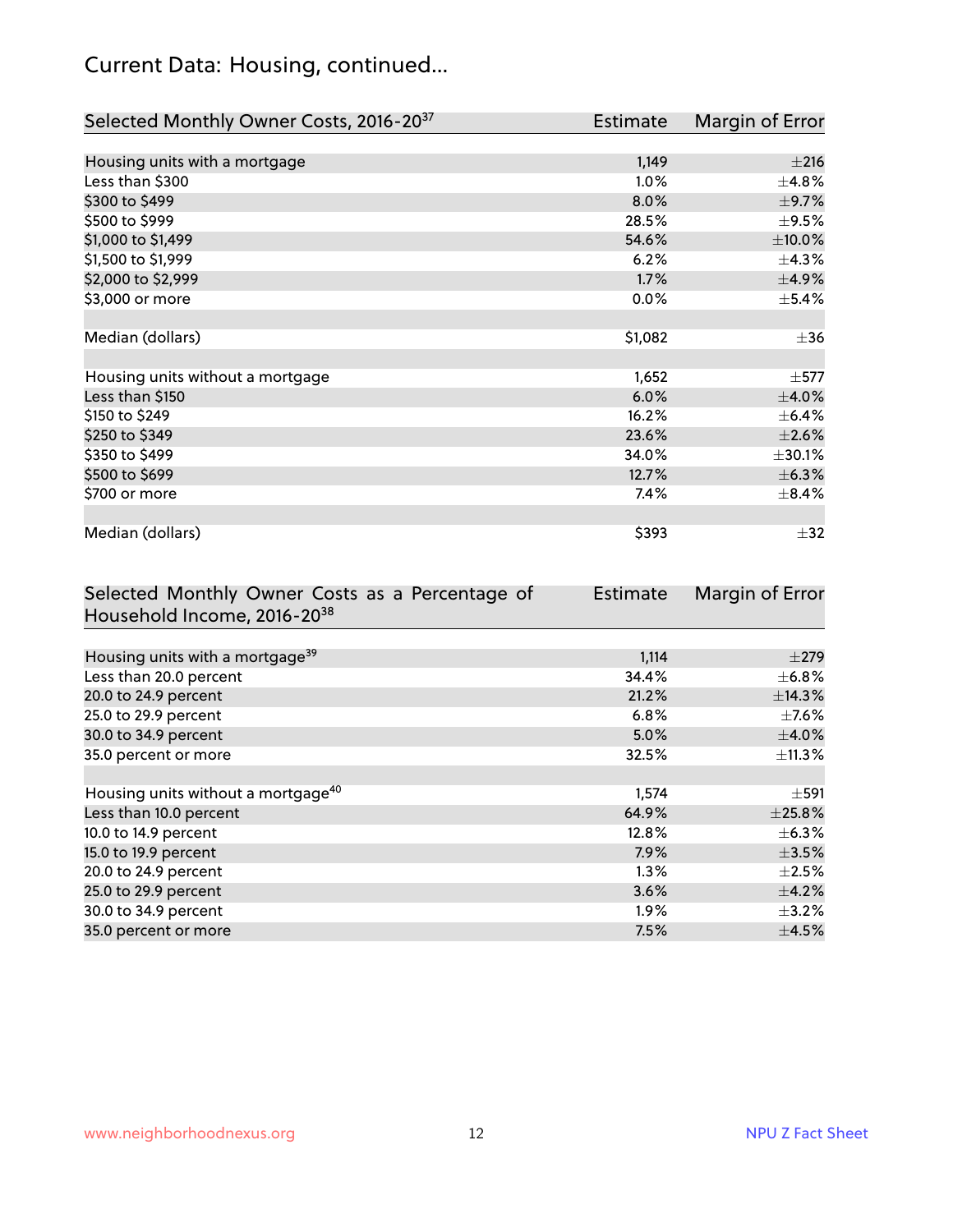## Current Data: Housing, continued...

| Selected Monthly Owner Costs, 2016-20[37] | Estimate | Margin of Error |
|---|---|---|
| Housing units with a mortgage | 1,149 | ±216 |
| Less than $300 | 1.0% | ±4.8% |
| $300 to $499 | 8.0% | ±9.7% |
| $500 to $999 | 28.5% | ±9.5% |
| $1,000 to $1,499 | 54.6% | ±10.0% |
| $1,500 to $1,999 | 6.2% | ±4.3% |
| $2,000 to $2,999 | 1.7% | ±4.9% |
| $3,000 or more | 0.0% | ±5.4% |
| | | |
| Median (dollars) | $1,082 | ±36 |
| | | |
| Housing units without a mortgage | 1,652 | ±577 |
| Less than $150 | 6.0% | ±4.0% |
| $150 to $249 | 16.2% | ±6.4% |
| $250 to $349 | 23.6% | ±2.6% |
| $350 to $499 | 34.0% | ±30.1% |
| $500 to $699 | 12.7% | ±6.3% |
| $700 or more | 7.4% | ±8.4% |
| | | |
| Median (dollars) | $393 | ±32 |

| Selected Monthly Owner Costs as a Percentage of Household Income, 2016-20[38] | Estimate | Margin of Error |
|---|---|---|
| Housing units with a mortgage[39] | 1,114 | ±279 |
| Less than 20.0 percent | 34.4% | ±6.8% |
| 20.0 to 24.9 percent | 21.2% | ±14.3% |
| 25.0 to 29.9 percent | 6.8% | ±7.6% |
| 30.0 to 34.9 percent | 5.0% | ±4.0% |
| 35.0 percent or more | 32.5% | ±11.3% |
| | | |
| Housing units without a mortgage[40] | 1,574 | ±591 |
| Less than 10.0 percent | 64.9% | ±25.8% |
| 10.0 to 14.9 percent | 12.8% | ±6.3% |
| 15.0 to 19.9 percent | 7.9% | ±3.5% |
| 20.0 to 24.9 percent | 1.3% | ±2.5% |
| 25.0 to 29.9 percent | 3.6% | ±4.2% |
| 30.0 to 34.9 percent | 1.9% | ±3.2% |
| 35.0 percent or more | 7.5% | ±4.5% |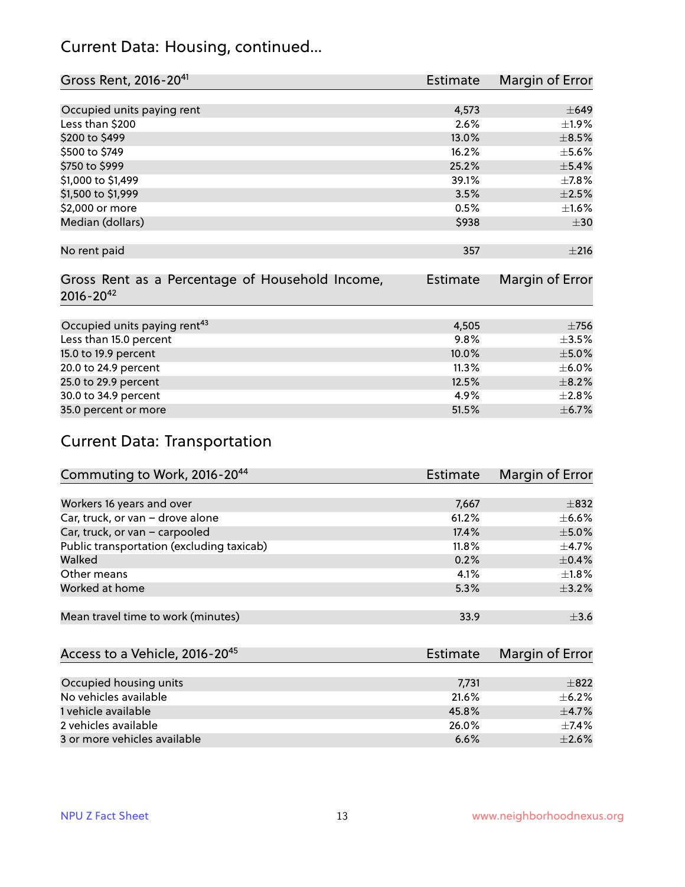## Current Data: Housing, continued...

| Gross Rent, 2016-20[41] | Estimate | Margin of Error |
|---|---|---|
| Occupied units paying rent | 4,573 | ±649 |
| Less than $200 | 2.6% | ±1.9% |
| $200 to $499 | 13.0% | ±8.5% |
| $500 to $749 | 16.2% | ±5.6% |
| $750 to $999 | 25.2% | ±5.4% |
| $1,000 to $1,499 | 39.1% | ±7.8% |
| $1,500 to $1,999 | 3.5% | ±2.5% |
| $2,000 or more | 0.5% | ±1.6% |
| Median (dollars) | $938 | ±30 |
| No rent paid | 357 | ±216 |

| Gross Rent as a Percentage of Household Income, 2016-20[42] | Estimate | Margin of Error |
|---|---|---|
| Occupied units paying rent[43] | 4,505 | ±756 |
| Less than 15.0 percent | 9.8% | ±3.5% |
| 15.0 to 19.9 percent | 10.0% | ±5.0% |
| 20.0 to 24.9 percent | 11.3% | ±6.0% |
| 25.0 to 29.9 percent | 12.5% | ±8.2% |
| 30.0 to 34.9 percent | 4.9% | ±2.8% |
| 35.0 percent or more | 51.5% | ±6.7% |

## Current Data: Transportation

| Commuting to Work, 2016-20[44] | Estimate | Margin of Error |
|---|---|---|
| Workers 16 years and over | 7,667 | ±832 |
| Car, truck, or van – drove alone | 61.2% | ±6.6% |
| Car, truck, or van – carpooled | 17.4% | ±5.0% |
| Public transportation (excluding taxicab) | 11.8% | ±4.7% |
| Walked | 0.2% | ±0.4% |
| Other means | 4.1% | ±1.8% |
| Worked at home | 5.3% | ±3.2% |
| Mean travel time to work (minutes) | 33.9 | ±3.6 |

| Access to a Vehicle, 2016-20[45] | Estimate | Margin of Error |
|---|---|---|
| Occupied housing units | 7,731 | ±822 |
| No vehicles available | 21.6% | ±6.2% |
| 1 vehicle available | 45.8% | ±4.7% |
| 2 vehicles available | 26.0% | ±7.4% |
| 3 or more vehicles available | 6.6% | ±2.6% |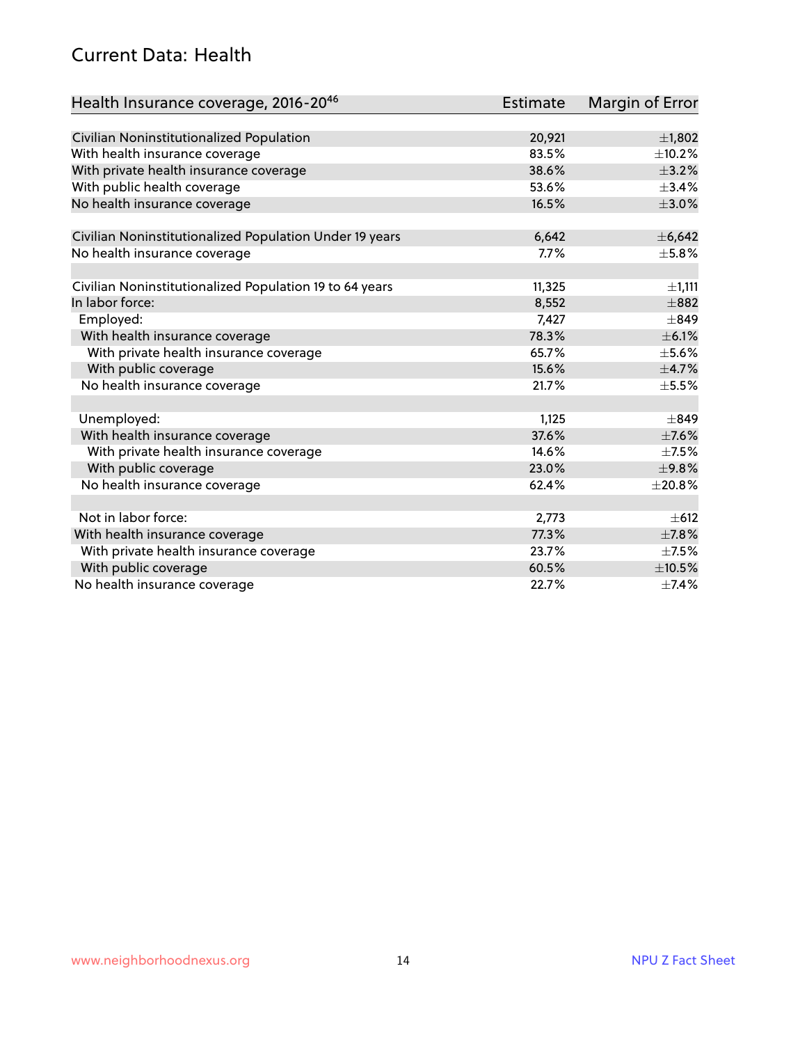## Current Data: Health

| Health Insurance coverage, 2016-20[46] | Estimate | Margin of Error |
|---|---|---|
| Civilian Noninstitutionalized Population | 20,921 | ±1,802 |
| With health insurance coverage | 83.5% | ±10.2% |
| With private health insurance coverage | 38.6% | ±3.2% |
| With public health coverage | 53.6% | ±3.4% |
| No health insurance coverage | 16.5% | ±3.0% |
| | | |
| Civilian Noninstitutionalized Population Under 19 years | 6,642 | ±6,642 |
| No health insurance coverage | 7.7% | ±5.8% |
| | | |
| Civilian Noninstitutionalized Population 19 to 64 years | 11,325 | ±1,111 |
| In labor force: | 8,552 | ±882 |
| Employed: | 7,427 | ±849 |
| With health insurance coverage | 78.3% | ±6.1% |
| With private health insurance coverage | 65.7% | ±5.6% |
| With public coverage | 15.6% | ±4.7% |
| No health insurance coverage | 21.7% | ±5.5% |
| | | |
| Unemployed: | 1,125 | ±849 |
| With health insurance coverage | 37.6% | ±7.6% |
| With private health insurance coverage | 14.6% | ±7.5% |
| With public coverage | 23.0% | ±9.8% |
| No health insurance coverage | 62.4% | ±20.8% |
| | | |
| Not in labor force: | 2,773 | ±612 |
| With health insurance coverage | 77.3% | ±7.8% |
| With private health insurance coverage | 23.7% | ±7.5% |
| With public coverage | 60.5% | ±10.5% |
| No health insurance coverage | 22.7% | ±7.4% |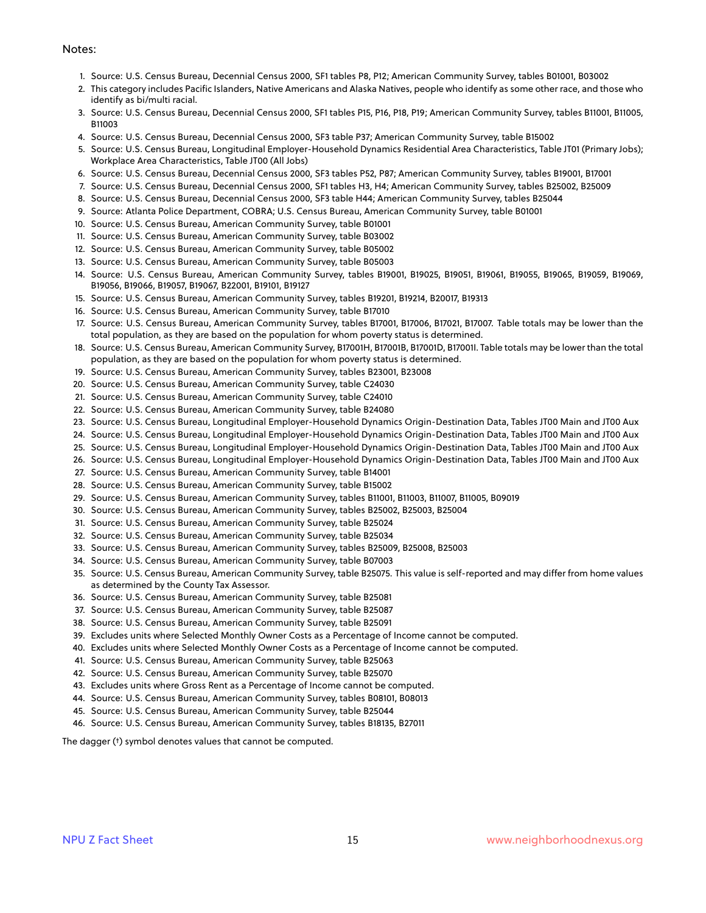Notes:

1. Source: U.S. Census Bureau, Decennial Census 2000, SF1 tables P8, P12; American Community Survey, tables B01001, B03002
2. This category includes Pacific Islanders, Native Americans and Alaska Natives, people who identify as some other race, and those who identify as bi/multi racial.
3. Source: U.S. Census Bureau, Decennial Census 2000, SF1 tables P15, P16, P18, P19; American Community Survey, tables B11001, B11005, B11003
4. Source: U.S. Census Bureau, Decennial Census 2000, SF3 table P37; American Community Survey, table B15002
5. Source: U.S. Census Bureau, Longitudinal Employer-Household Dynamics Residential Area Characteristics, Table JT01 (Primary Jobs); Workplace Area Characteristics, Table JT00 (All Jobs)
6. Source: U.S. Census Bureau, Decennial Census 2000, SF3 tables P52, P87; American Community Survey, tables B19001, B17001
7. Source: U.S. Census Bureau, Decennial Census 2000, SF1 tables H3, H4; American Community Survey, tables B25002, B25009
8. Source: U.S. Census Bureau, Decennial Census 2000, SF3 table H44; American Community Survey, tables B25044
9. Source: Atlanta Police Department, COBRA; U.S. Census Bureau, American Community Survey, table B01001
10. Source: U.S. Census Bureau, American Community Survey, table B01001
11. Source: U.S. Census Bureau, American Community Survey, table B03002
12. Source: U.S. Census Bureau, American Community Survey, table B05002
13. Source: U.S. Census Bureau, American Community Survey, table B05003
14. Source: U.S. Census Bureau, American Community Survey, tables B19001, B19025, B19051, B19061, B19055, B19065, B19059, B19069, B19056, B19066, B19057, B19067, B22001, B19101, B19127
15. Source: U.S. Census Bureau, American Community Survey, tables B19201, B19214, B20017, B19313
16. Source: U.S. Census Bureau, American Community Survey, table B17010
17. Source: U.S. Census Bureau, American Community Survey, tables B17001, B17006, B17021, B17007. Table totals may be lower than the total population, as they are based on the population for whom poverty status is determined.
18. Source: U.S. Census Bureau, American Community Survey, B17001H, B17001B, B17001D, B17001I. Table totals may be lower than the total population, as they are based on the population for whom poverty status is determined.
19. Source: U.S. Census Bureau, American Community Survey, tables B23001, B23008
20. Source: U.S. Census Bureau, American Community Survey, table C24030
21. Source: U.S. Census Bureau, American Community Survey, table C24010
22. Source: U.S. Census Bureau, American Community Survey, table B24080
23. Source: U.S. Census Bureau, Longitudinal Employer-Household Dynamics Origin-Destination Data, Tables JT00 Main and JT00 Aux
24. Source: U.S. Census Bureau, Longitudinal Employer-Household Dynamics Origin-Destination Data, Tables JT00 Main and JT00 Aux
25. Source: U.S. Census Bureau, Longitudinal Employer-Household Dynamics Origin-Destination Data, Tables JT00 Main and JT00 Aux
26. Source: U.S. Census Bureau, Longitudinal Employer-Household Dynamics Origin-Destination Data, Tables JT00 Main and JT00 Aux
27. Source: U.S. Census Bureau, American Community Survey, table B14001
28. Source: U.S. Census Bureau, American Community Survey, table B15002
29. Source: U.S. Census Bureau, American Community Survey, tables B11001, B11003, B11007, B11005, B09019
30. Source: U.S. Census Bureau, American Community Survey, tables B25002, B25003, B25004
31. Source: U.S. Census Bureau, American Community Survey, table B25024
32. Source: U.S. Census Bureau, American Community Survey, table B25034
33. Source: U.S. Census Bureau, American Community Survey, tables B25009, B25008, B25003
34. Source: U.S. Census Bureau, American Community Survey, table B07003
35. Source: U.S. Census Bureau, American Community Survey, table B25075. This value is self-reported and may differ from home values as determined by the County Tax Assessor.
36. Source: U.S. Census Bureau, American Community Survey, table B25081
37. Source: U.S. Census Bureau, American Community Survey, table B25087
38. Source: U.S. Census Bureau, American Community Survey, table B25091
39. Excludes units where Selected Monthly Owner Costs as a Percentage of Income cannot be computed.
40. Excludes units where Selected Monthly Owner Costs as a Percentage of Income cannot be computed.
41. Source: U.S. Census Bureau, American Community Survey, table B25063
42. Source: U.S. Census Bureau, American Community Survey, table B25070
43. Excludes units where Gross Rent as a Percentage of Income cannot be computed.
44. Source: U.S. Census Bureau, American Community Survey, tables B08101, B08013
45. Source: U.S. Census Bureau, American Community Survey, table B25044
46. Source: U.S. Census Bureau, American Community Survey, tables B18135, B27011

The dagger (†) symbol denotes values that cannot be computed.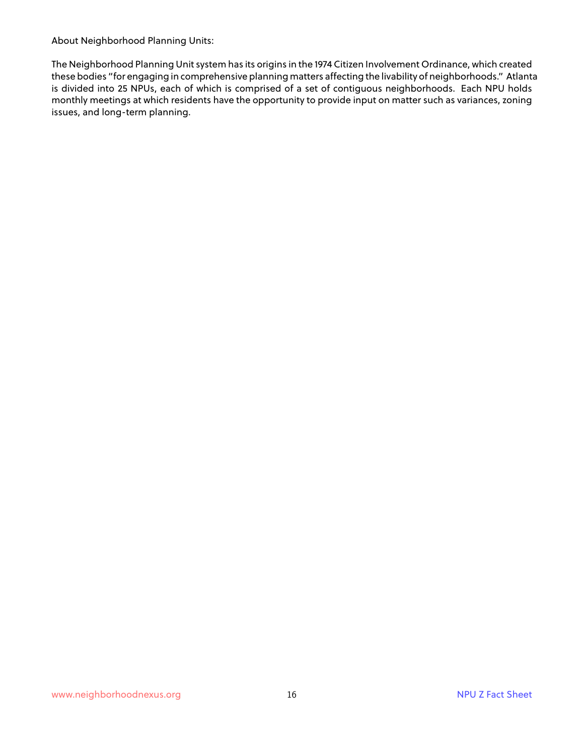About Neighborhood Planning Units:

The Neighborhood Planning Unit system has its origins in the 1974 Citizen Involvement Ordinance, which created these bodies "for engaging in comprehensive planning matters affecting the livability of neighborhoods." Atlanta is divided into 25 NPUs, each of which is comprised of a set of contiguous neighborhoods. Each NPU holds monthly meetings at which residents have the opportunity to provide input on matter such as variances, zoning issues, and long-term planning.